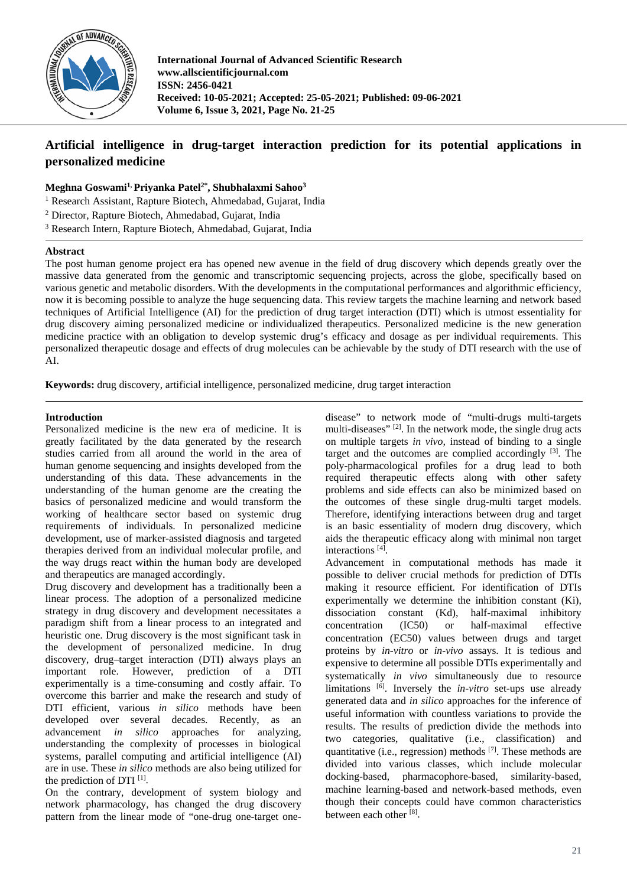# Artificial intelligence in drug-target interaction prediction for its potential applications in personalized medicine

**Meghna Goswami[1], Priyanka Patel[2*], Shubhalaxmi Sahoo[3]**

[1] Research Assistant, Rapture Biotech, Ahmedabad, Gujarat, India

[2] Director, Rapture Biotech, Ahmedabad, Gujarat, India

[3] Research Intern, Rapture Biotech, Ahmedabad, Gujarat, India

## Abstract

The post human genome project era has opened new avenue in the field of drug discovery which depends greatly over the massive data generated from the genomic and transcriptomic sequencing projects, across the globe, specifically based on various genetic and metabolic disorders. With the developments in the computational performances and algorithmic efficiency, now it is becoming possible to analyze the huge sequencing data. This review targets the machine learning and network based techniques of Artificial Intelligence (AI) for the prediction of drug target interaction (DTI) which is utmost essentiality for drug discovery aiming personalized medicine or individualized therapeutics. Personalized medicine is the new generation medicine practice with an obligation to develop systemic drug's efficacy and dosage as per individual requirements. This personalized therapeutic dosage and effects of drug molecules can be achievable by the study of DTI research with the use of AI.

**Keywords:** drug discovery, artificial intelligence, personalized medicine, drug target interaction

## Introduction

Personalized medicine is the new era of medicine. It is greatly facilitated by the data generated by the research studies carried from all around the world in the area of human genome sequencing and insights developed from the understanding of this data. These advancements in the understanding of the human genome are the creating the basics of personalized medicine and would transform the working of healthcare sector based on systemic drug requirements of individuals. In personalized medicine development, use of marker-assisted diagnosis and targeted therapies derived from an individual molecular profile, and the way drugs react within the human body are developed and therapeutics are managed accordingly.

Drug discovery and development has a traditionally been a linear process. The adoption of a personalized medicine strategy in drug discovery and development necessitates a paradigm shift from a linear process to an integrated and heuristic one. Drug discovery is the most significant task in the development of personalized medicine. In drug discovery, drug–target interaction (DTI) always plays an important role. However, prediction of a DTI experimentally is a time-consuming and costly affair. To overcome this barrier and make the research and study of DTI efficient, various *in silico* methods have been developed over several decades. Recently, as an advancement *in silico* approaches for analyzing, understanding the complexity of processes in biological systems, parallel computing and artificial intelligence (AI) are in use. These *in silico* methods are also being utilized for the prediction of DTI [1].

On the contrary, development of system biology and network pharmacology, has changed the drug discovery pattern from the linear mode of "one-drug one-target one-disease" to network mode of "multi-drugs multi-targets multi-diseases" [2]. In the network mode, the single drug acts on multiple targets *in vivo,* instead of binding to a single target and the outcomes are complied accordingly [3]. The poly-pharmacological profiles for a drug lead to both required therapeutic effects along with other safety problems and side effects can also be minimized based on the outcomes of these single drug-multi target models. Therefore, identifying interactions between drug and target is an basic essentiality of modern drug discovery, which aids the therapeutic efficacy along with minimal non target interactions [4].

Advancement in computational methods has made it possible to deliver crucial methods for prediction of DTIs making it resource efficient. For identification of DTIs experimentally we determine the inhibition constant (Ki), dissociation constant (Kd), half-maximal inhibitory concentration (IC50) or half-maximal effective concentration (EC50) values between drugs and target proteins by *in-vitro* or *in-vivo* assays. It is tedious and expensive to determine all possible DTIs experimentally and systematically *in vivo* simultaneously due to resource limitations [6]. Inversely the *in-vitro* set-ups use already generated data and *in silico* approaches for the inference of useful information with countless variations to provide the results. The results of prediction divide the methods into two categories, qualitative (i.e., classification) and quantitative (i.e., regression) methods [7]. These methods are divided into various classes, which include molecular docking-based, pharmacophore-based, similarity-based, machine learning-based and network-based methods, even though their concepts could have common characteristics between each other [8].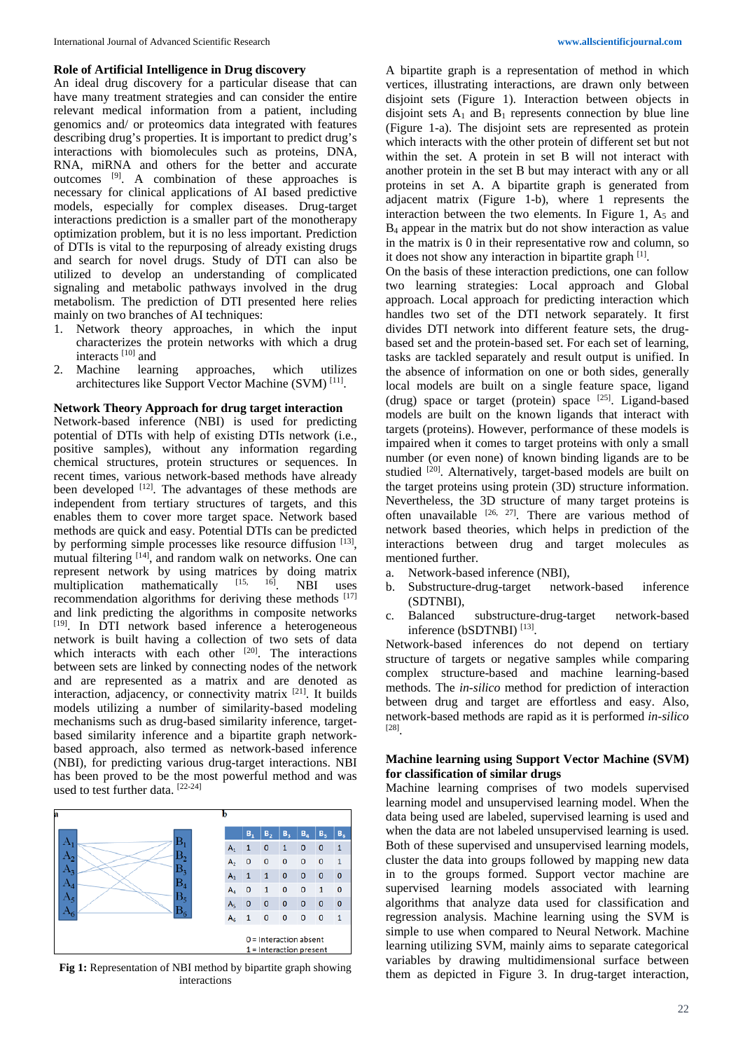### Role of Artificial Intelligence in Drug discovery

An ideal drug discovery for a particular disease that can have many treatment strategies and can consider the entire relevant medical information from a patient, including genomics and/ or proteomics data integrated with features describing drug's properties. It is important to predict drug's interactions with biomolecules such as proteins, DNA, RNA, miRNA and others for the better and accurate outcomes [9]. A combination of these approaches is necessary for clinical applications of AI based predictive models, especially for complex diseases. Drug-target interactions prediction is a smaller part of the monotherapy optimization problem, but it is no less important. Prediction of DTIs is vital to the repurposing of already existing drugs and search for novel drugs. Study of DTI can also be utilized to develop an understanding of complicated signaling and metabolic pathways involved in the drug metabolism. The prediction of DTI presented here relies mainly on two branches of AI techniques:

1. Network theory approaches, in which the input characterizes the protein networks with which a drug interacts [10] and
2. Machine learning approaches, which utilizes architectures like Support Vector Machine (SVM) [11].

### Network Theory Approach for drug target interaction

Network-based inference (NBI) is used for predicting potential of DTIs with help of existing DTIs network (i.e., positive samples), without any information regarding chemical structures, protein structures or sequences. In recent times, various network-based methods have already been developed [12]. The advantages of these methods are independent from tertiary structures of targets, and this enables them to cover more target space. Network based methods are quick and easy. Potential DTIs can be predicted by performing simple processes like resource diffusion [13], mutual filtering [14], and random walk on networks. One can represent network by using matrices by doing matrix multiplication mathematically [15, 16]. NBI uses recommendation algorithms for deriving these methods [17] and link predicting the algorithms in composite networks [19]. In DTI network based inference a heterogeneous network is built having a collection of two sets of data which interacts with each other [20]. The interactions between sets are linked by connecting nodes of the network and are represented as a matrix and are denoted as interaction, adjacency, or connectivity matrix [21]. It builds models utilizing a number of similarity-based modeling mechanisms such as drug-based similarity inference, target-based similarity inference and a bipartite graph network-based approach, also termed as network-based inference (NBI), for predicting various drug-target interactions. NBI has been proved to be the most powerful method and was used to test further data. [22-24]

|  | $B_1$ | $B_2$ | $B_3$ | $B_4$ | $B_5$ | $B_6$ |
|---|---|---|---|---|---|---|
| $A_1$ | 1 | 0 | 1 | 0 | 0 | 1 |
| $A_2$ | 0 | 0 | 0 | 0 | 0 | 1 |
| $A_3$ | 1 | 1 | 0 | 0 | 0 | 0 |
| $A_4$ | 0 | 1 | 0 | 0 | 1 | 0 |
| $A_5$ | 0 | 0 | 0 | 0 | 0 | 0 |
| $A_6$ | 1 | 0 | 0 | 0 | 0 | 1 |

0 = Interaction absent
1 = Interaction present

**Fig 1:** Representation of NBI method by bipartite graph showing interactions

A bipartite graph is a representation of method in which vertices, illustrating interactions, are drawn only between disjoint sets (Figure 1). Interaction between objects in disjoint sets $A_1$ and $B_1$ represents connection by blue line (Figure 1-a). The disjoint sets are represented as protein which interacts with the other protein of different set but not within the set. A protein in set B will not interact with another protein in the set B but may interact with any or all proteins in set A. A bipartite graph is generated from adjacent matrix (Figure 1-b), where 1 represents the interaction between the two elements. In Figure 1, $A_5$ and $B_4$ appear in the matrix but do not show interaction as value in the matrix is 0 in their representative row and column, so it does not show any interaction in bipartite graph [1].

On the basis of these interaction predictions, one can follow two learning strategies: Local approach and Global approach. Local approach for predicting interaction which handles two set of the DTI network separately. It first divides DTI network into different feature sets, the drug-based set and the protein-based set. For each set of learning, tasks are tackled separately and result output is unified. In the absence of information on one or both sides, generally local models are built on a single feature space, ligand (drug) space or target (protein) space [25]. Ligand-based models are built on the known ligands that interact with targets (proteins). However, performance of these models is impaired when it comes to target proteins with only a small number (or even none) of known binding ligands are to be studied [20]. Alternatively, target-based models are built on the target proteins using protein (3D) structure information. Nevertheless, the 3D structure of many target proteins is often unavailable [26, 27]. There are various method of network based theories, which helps in prediction of the interactions between drug and target molecules as mentioned further.

a. Network-based inference (NBI),
b. Substructure-drug-target network-based inference (SDTNBI),
c. Balanced substructure-drug-target network-based inference (bSDTNBI) [13].

Network-based inferences do not depend on tertiary structure of targets or negative samples while comparing complex structure-based and machine learning-based methods. The *in-silico* method for prediction of interaction between drug and target are effortless and easy. Also, network-based methods are rapid as it is performed *in-silico* [28].

### Machine learning using Support Vector Machine (SVM) for classification of similar drugs

Machine learning comprises of two models supervised learning model and unsupervised learning model. When the data being used are labeled, supervised learning is used and when the data are not labeled unsupervised learning is used. Both of these supervised and unsupervised learning models, cluster the data into groups followed by mapping new data in to the groups formed. Support vector machine are supervised learning models associated with learning algorithms that analyze data used for classification and regression analysis. Machine learning using the SVM is simple to use when compared to Neural Network. Machine learning utilizing SVM, mainly aims to separate categorical variables by drawing multidimensional surface between them as depicted in Figure 3. In drug-target interaction,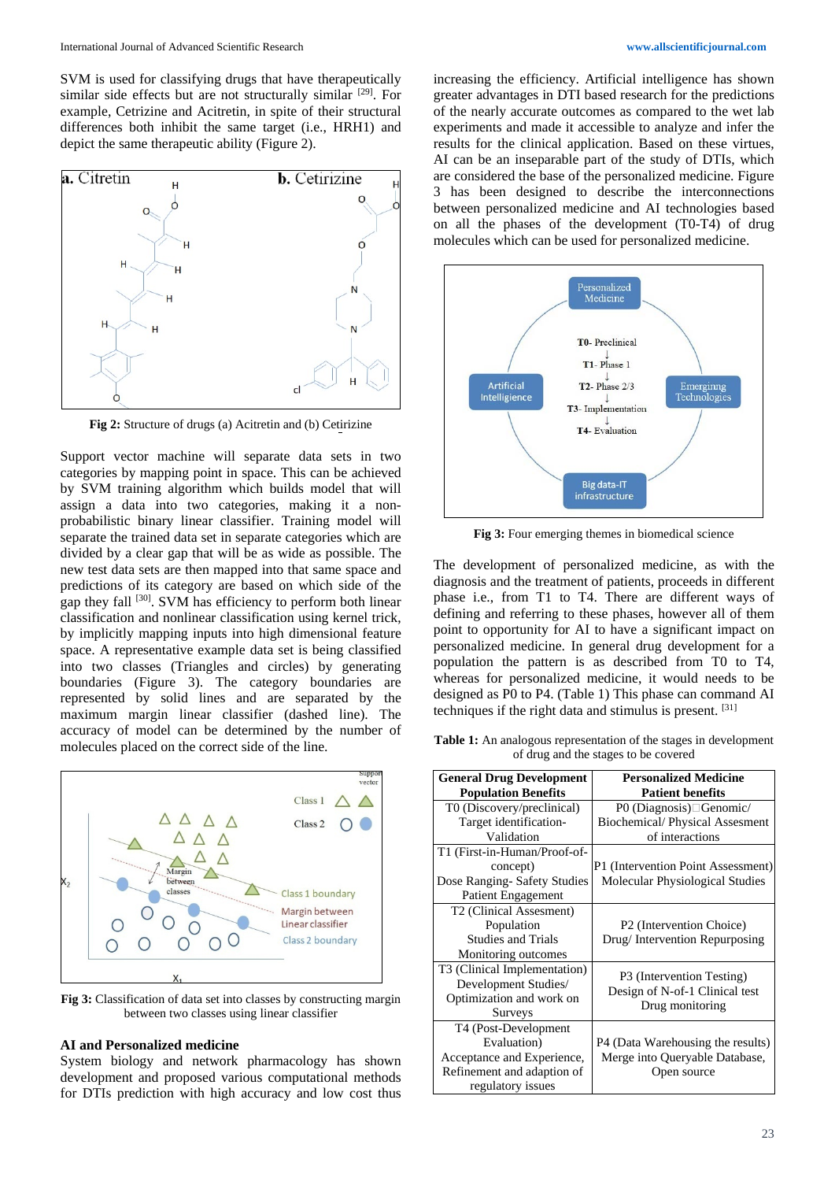SVM is used for classifying drugs that have therapeutically similar side effects but are not structurally similar [29]. For example, Cetrizine and Acitretin, in spite of their structural differences both inhibit the same target (i.e., HRH1) and depict the same therapeutic ability (Figure 2).

**Fig 2:** Structure of drugs (a) Acitretin and (b) Cetirizine

Support vector machine will separate data sets in two categories by mapping point in space. This can be achieved by SVM training algorithm which builds model that will assign a data into two categories, making it a non-probabilistic binary linear classifier. Training model will separate the trained data set in separate categories which are divided by a clear gap that will be as wide as possible. The new test data sets are then mapped into that same space and predictions of its category are based on which side of the gap they fall [30]. SVM has efficiency to perform both linear classification and nonlinear classification using kernel trick, by implicitly mapping inputs into high dimensional feature space. A representative example data set is being classified into two classes (Triangles and circles) by generating boundaries (Figure 3). The category boundaries are represented by solid lines and are separated by the maximum margin linear classifier (dashed line). The accuracy of model can be determined by the number of molecules placed on the correct side of the line.

**Fig 3:** Classification of data set into classes by constructing margin between two classes using linear classifier

## AI and Personalized medicine

System biology and network pharmacology has shown development and proposed various computational methods for DTIs prediction with high accuracy and low cost thus increasing the efficiency. Artificial intelligence has shown greater advantages in DTI based research for the predictions of the nearly accurate outcomes as compared to the wet lab experiments and made it accessible to analyze and infer the results for the clinical application. Based on these virtues, AI can be an inseparable part of the study of DTIs, which are considered the base of the personalized medicine. Figure 3 has been designed to describe the interconnections between personalized medicine and AI technologies based on all the phases of the development (T0-T4) of drug molecules which can be used for personalized medicine.

**Fig 3:** Four emerging themes in biomedical science

The development of personalized medicine, as with the diagnosis and the treatment of patients, proceeds in different phase i.e., from T1 to T4. There are different ways of defining and referring to these phases, however all of them point to opportunity for AI to have a significant impact on personalized medicine. In general drug development for a population the pattern is as described from T0 to T4, whereas for personalized medicine, it would needs to be designed as P0 to P4. (Table 1) This phase can command AI techniques if the right data and stimulus is present. [31]

**Table 1:** An analogous representation of the stages in development of drug and the stages to be covered

| General Drug Development Population Benefits | Personalized Medicine Patient benefits |
|---|---|
| T0 (Discovery/preclinical) Target identification-Validation | P0 (Diagnosis)□Genomic/ Biochemical/ Physical Assesment of interactions |
| T1 (First-in-Human/Proof-of-concept) Dose Ranging- Safety Studies Patient Engagement | P1 (Intervention Point Assessment) Molecular Physiological Studies |
| T2 (Clinical Assesment) Population Studies and Trials Monitoring outcomes | P2 (Intervention Choice) Drug/ Intervention Repurposing |
| T3 (Clinical Implementation) Development Studies/ Optimization and work on Surveys | P3 (Intervention Testing) Design of N-of-1 Clinical test Drug monitoring |
| T4 (Post-Development Evaluation) Acceptance and Experience, Refinement and adaption of regulatory issues | P4 (Data Warehousing the results) Merge into Queryable Database, Open source |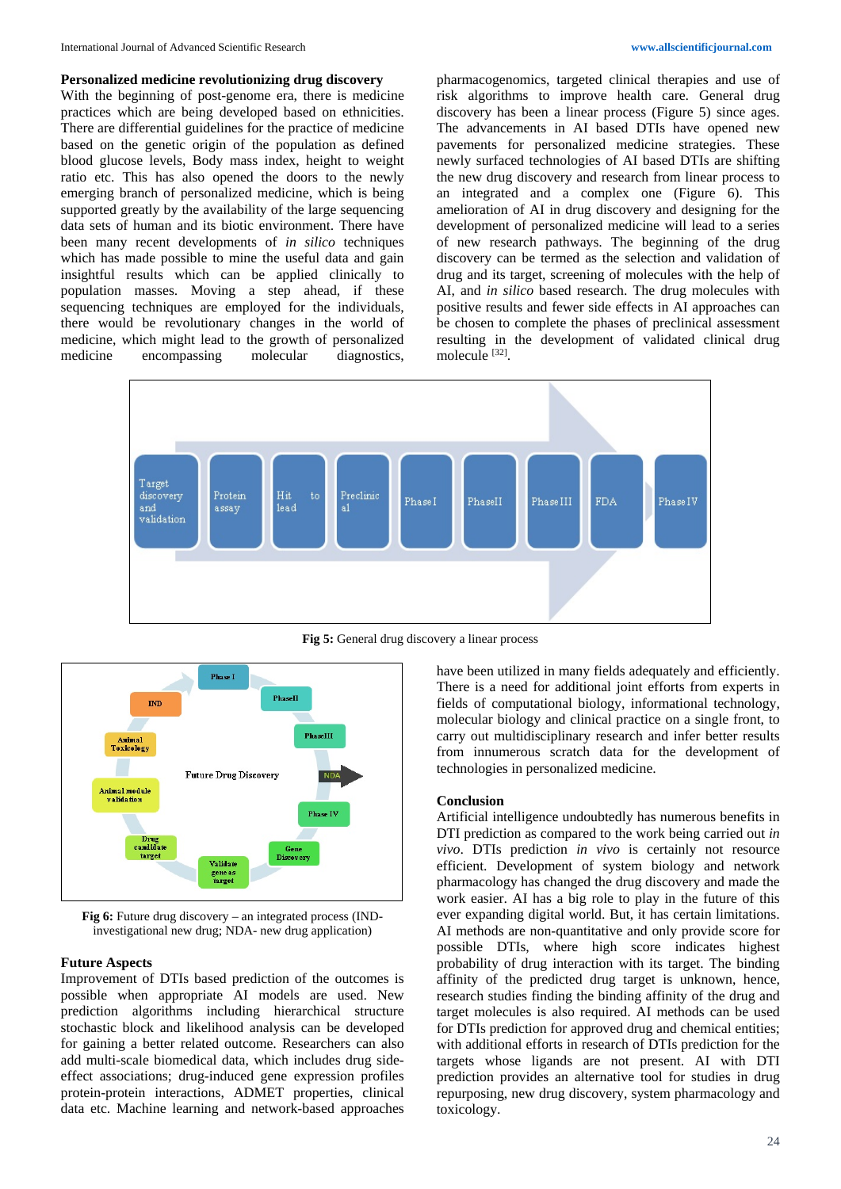### Personalized medicine revolutionizing drug discovery

With the beginning of post-genome era, there is medicine practices which are being developed based on ethnicities. There are differential guidelines for the practice of medicine based on the genetic origin of the population as defined blood glucose levels, Body mass index, height to weight ratio etc. This has also opened the doors to the newly emerging branch of personalized medicine, which is being supported greatly by the availability of the large sequencing data sets of human and its biotic environment. There have been many recent developments of *in silico* techniques which has made possible to mine the useful data and gain insightful results which can be applied clinically to population masses. Moving a step ahead, if these sequencing techniques are employed for the individuals, there would be revolutionary changes in the world of medicine, which might lead to the growth of personalized medicine encompassing molecular diagnostics, pharmacogenomics, targeted clinical therapies and use of risk algorithms to improve health care. General drug discovery has been a linear process (Figure 5) since ages. The advancements in AI based DTIs have opened new pavements for personalized medicine strategies. These newly surfaced technologies of AI based DTIs are shifting the new drug discovery and research from linear process to an integrated and a complex one (Figure 6). This amelioration of AI in drug discovery and designing for the development of personalized medicine will lead to a series of new research pathways. The beginning of the drug discovery can be termed as the selection and validation of drug and its target, screening of molecules with the help of AI, and *in silico* based research. The drug molecules with positive results and fewer side effects in AI approaches can be chosen to complete the phases of preclinical assessment resulting in the development of validated clinical drug molecule [32].

**Fig 5:** General drug discovery a linear process

**Fig 6:** Future drug discovery – an integrated process (IND- investigational new drug; NDA- new drug application)

### Future Aspects

Improvement of DTIs based prediction of the outcomes is possible when appropriate AI models are used. New prediction algorithms including hierarchical structure stochastic block and likelihood analysis can be developed for gaining a better related outcome. Researchers can also add multi-scale biomedical data, which includes drug side-effect associations; drug-induced gene expression profiles protein-protein interactions, ADMET properties, clinical data etc. Machine learning and network-based approaches have been utilized in many fields adequately and efficiently. There is a need for additional joint efforts from experts in fields of computational biology, informational technology, molecular biology and clinical practice on a single front, to carry out multidisciplinary research and infer better results from innumerous scratch data for the development of technologies in personalized medicine.

### Conclusion

Artificial intelligence undoubtedly has numerous benefits in DTI prediction as compared to the work being carried out *in vivo*. DTIs prediction *in vivo* is certainly not resource efficient. Development of system biology and network pharmacology has changed the drug discovery and made the work easier. AI has a big role to play in the future of this ever expanding digital world. But, it has certain limitations. AI methods are non-quantitative and only provide score for possible DTIs, where high score indicates highest probability of drug interaction with its target. The binding affinity of the predicted drug target is unknown, hence, new research studies finding the binding affinity of the drug and target molecules is also required. AI methods can be used for DTIs prediction for approved drug and chemical entities; with additional efforts in research of DTIs prediction for the targets whose ligands are not present. AI with DTI prediction provides an alternative tool for studies in drug repurposing, new drug discovery, system pharmacology and toxicology.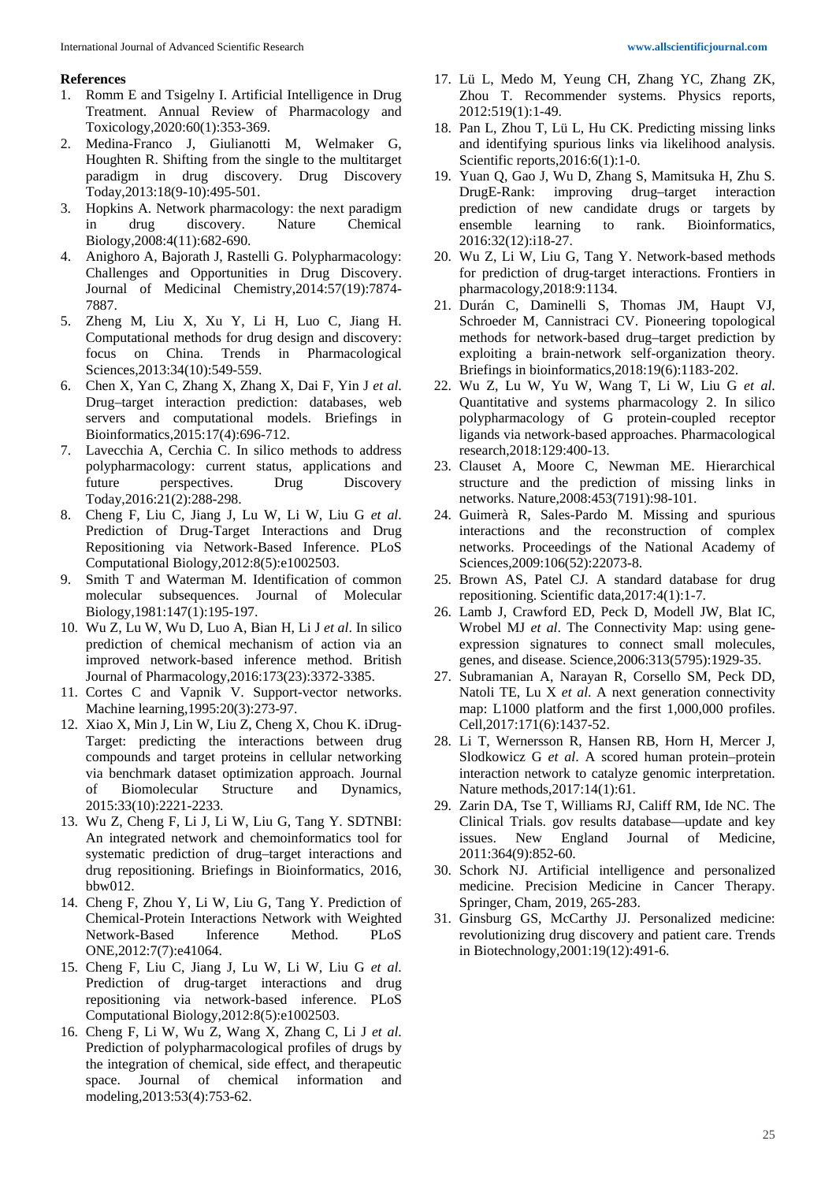### References

1. Romm E and Tsigelny I. Artificial Intelligence in Drug Treatment. Annual Review of Pharmacology and Toxicology,2020:60(1):353-369.
2. Medina-Franco J, Giulianotti M, Welmaker G, Houghten R. Shifting from the single to the multitarget paradigm in drug discovery. Drug Discovery Today,2013:18(9-10):495-501.
3. Hopkins A. Network pharmacology: the next paradigm in drug discovery. Nature Chemical Biology,2008:4(11):682-690.
4. Anighoro A, Bajorath J, Rastelli G. Polypharmacology: Challenges and Opportunities in Drug Discovery. Journal of Medicinal Chemistry,2014:57(19):7874-7887.
5. Zheng M, Liu X, Xu Y, Li H, Luo C, Jiang H. Computational methods for drug design and discovery: focus on China. Trends in Pharmacological Sciences,2013:34(10):549-559.
6. Chen X, Yan C, Zhang X, Zhang X, Dai F, Yin J *et al*. Drug–target interaction prediction: databases, web servers and computational models. Briefings in Bioinformatics,2015:17(4):696-712.
7. Lavecchia A, Cerchia C. In silico methods to address polypharmacology: current status, applications and future perspectives. Drug Discovery Today,2016:21(2):288-298.
8. Cheng F, Liu C, Jiang J, Lu W, Li W, Liu G *et al*. Prediction of Drug-Target Interactions and Drug Repositioning via Network-Based Inference. PLoS Computational Biology,2012:8(5):e1002503.
9. Smith T and Waterman M. Identification of common molecular subsequences. Journal of Molecular Biology,1981:147(1):195-197.
10. Wu Z, Lu W, Wu D, Luo A, Bian H, Li J *et al*. In silico prediction of chemical mechanism of action via an improved network-based inference method. British Journal of Pharmacology,2016:173(23):3372-3385.
11. Cortes C and Vapnik V. Support-vector networks. Machine learning,1995:20(3):273-97.
12. Xiao X, Min J, Lin W, Liu Z, Cheng X, Chou K. iDrug-Target: predicting the interactions between drug compounds and target proteins in cellular networking via benchmark dataset optimization approach. Journal of Biomolecular Structure and Dynamics, 2015:33(10):2221-2233.
13. Wu Z, Cheng F, Li J, Li W, Liu G, Tang Y. SDTNBI: An integrated network and chemoinformatics tool for systematic prediction of drug–target interactions and drug repositioning. Briefings in Bioinformatics, 2016, bbw012.
14. Cheng F, Zhou Y, Li W, Liu G, Tang Y. Prediction of Chemical-Protein Interactions Network with Weighted Network-Based Inference Method. PLoS ONE,2012:7(7):e41064.
15. Cheng F, Liu C, Jiang J, Lu W, Li W, Liu G *et al*. Prediction of drug-target interactions and drug repositioning via network-based inference. PLoS Computational Biology,2012:8(5):e1002503.
16. Cheng F, Li W, Wu Z, Wang X, Zhang C, Li J *et al*. Prediction of polypharmacological profiles of drugs by the integration of chemical, side effect, and therapeutic space. Journal of chemical information and modeling,2013:53(4):753-62.
17. Lü L, Medo M, Yeung CH, Zhang YC, Zhang ZK, Zhou T. Recommender systems. Physics reports, 2012:519(1):1-49.
18. Pan L, Zhou T, Lü L, Hu CK. Predicting missing links and identifying spurious links via likelihood analysis. Scientific reports,2016:6(1):1-0.
19. Yuan Q, Gao J, Wu D, Zhang S, Mamitsuka H, Zhu S. DrugE-Rank: improving drug–target interaction prediction of new candidate drugs or targets by ensemble learning to rank. Bioinformatics, 2016:32(12):i18-27.
20. Wu Z, Li W, Liu G, Tang Y. Network-based methods for prediction of drug-target interactions. Frontiers in pharmacology,2018:9:1134.
21. Durán C, Daminelli S, Thomas JM, Haupt VJ, Schroeder M, Cannistraci CV. Pioneering topological methods for network-based drug–target prediction by exploiting a brain-network self-organization theory. Briefings in bioinformatics,2018:19(6):1183-202.
22. Wu Z, Lu W, Yu W, Wang T, Li W, Liu G *et al*. Quantitative and systems pharmacology 2. In silico polypharmacology of G protein-coupled receptor ligands via network-based approaches. Pharmacological research,2018:129:400-13.
23. Clauset A, Moore C, Newman ME. Hierarchical structure and the prediction of missing links in networks. Nature,2008:453(7191):98-101.
24. Guimerà R, Sales-Pardo M. Missing and spurious interactions and the reconstruction of complex networks. Proceedings of the National Academy of Sciences,2009:106(52):22073-8.
25. Brown AS, Patel CJ. A standard database for drug repositioning. Scientific data,2017:4(1):1-7.
26. Lamb J, Crawford ED, Peck D, Modell JW, Blat IC, Wrobel MJ *et al*. The Connectivity Map: using gene-expression signatures to connect small molecules, genes, and disease. Science,2006:313(5795):1929-35.
27. Subramanian A, Narayan R, Corsello SM, Peck DD, Natoli TE, Lu X *et al*. A next generation connectivity map: L1000 platform and the first 1,000,000 profiles. Cell,2017:171(6):1437-52.
28. Li T, Wernersson R, Hansen RB, Horn H, Mercer J, Slodkowicz G *et al*. A scored human protein–protein interaction network to catalyze genomic interpretation. Nature methods,2017:14(1):61.
29. Zarin DA, Tse T, Williams RJ, Califf RM, Ide NC. The Clinical Trials. gov results database—update and key issues. New England Journal of Medicine, 2011:364(9):852-60.
30. Schork NJ. Artificial intelligence and personalized medicine. Precision Medicine in Cancer Therapy. Springer, Cham, 2019, 265-283.
31. Ginsburg GS, McCarthy JJ. Personalized medicine: revolutionizing drug discovery and patient care. Trends in Biotechnology,2001:19(12):491-6.